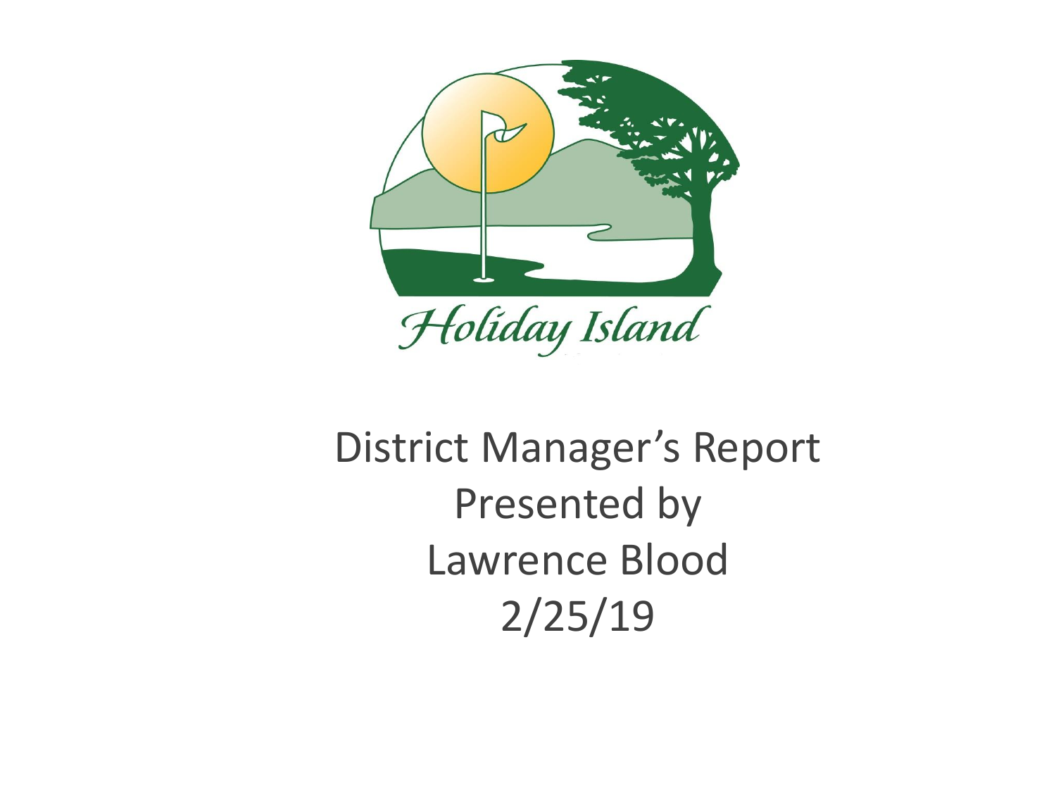Holiday Island

# District Manager's Report
Presented by
Lawrence Blood
2/25/19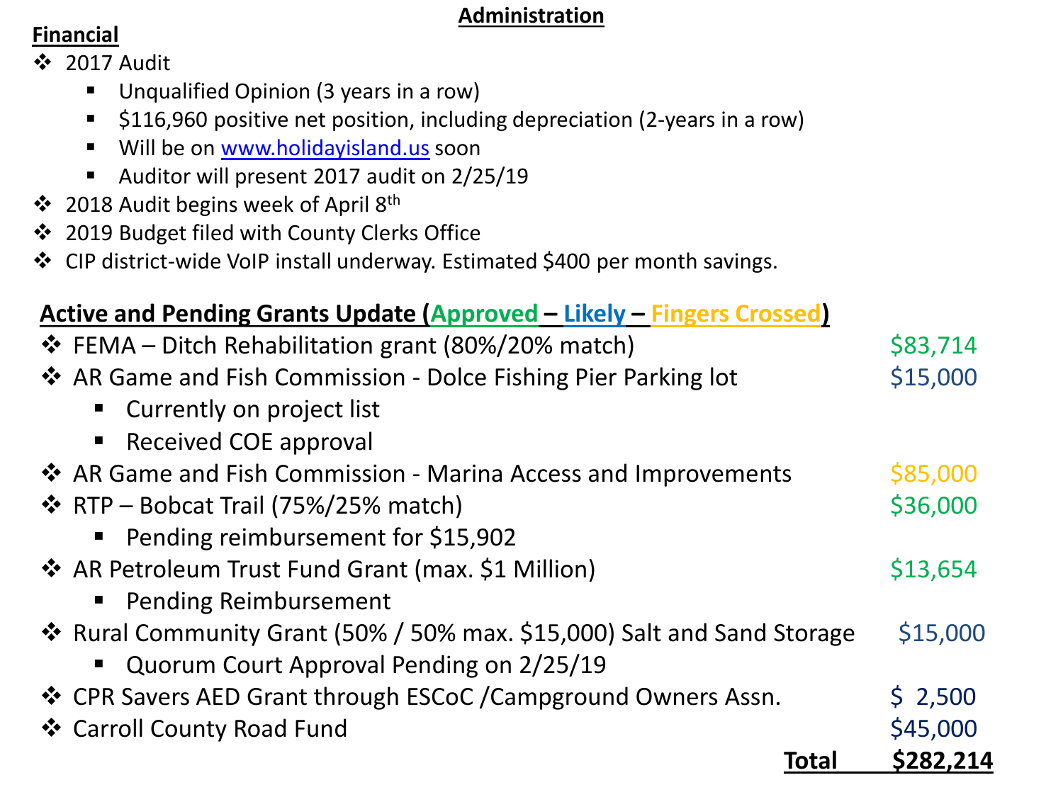# Administration

## Financial

- 2017 Audit
  - Unqualified Opinion (3 years in a row)
  - $116,960 positive net position, including depreciation (2-years in a row)
  - Will be on [www.holidayisland.us](http://www.holidayisland.us) soon
  - Auditor will present 2017 audit on 2/25/19
- 2018 Audit begins week of April 8th
- 2019 Budget filed with County Clerks Office
- CIP district-wide VoIP install underway. Estimated $400 per month savings.

## Active and Pending Grants Update (Approved – Likely – Fingers Crossed)

| Grant | Amount |
|---|---|
| FEMA – Ditch Rehabilitation grant (80%/20% match) | $83,714 |
| AR Game and Fish Commission - Dolce Fishing Pier Parking lot<br>▪ Currently on project list<br>▪ Received COE approval | $15,000 |
| AR Game and Fish Commission - Marina Access and Improvements | $85,000 |
| RTP – Bobcat Trail (75%/25% match)<br>▪ Pending reimbursement for $15,902 | $36,000 |
| AR Petroleum Trust Fund Grant (max. $1 Million)<br>▪ Pending Reimbursement | $13,654 |
| Rural Community Grant (50% / 50% max. $15,000) Salt and Sand Storage<br>▪ Quorum Court Approval Pending on 2/25/19 | $15,000 |
| CPR Savers AED Grant through ESCoC /Campground Owners Assn. | $ 2,500 |
| Carroll County Road Fund | $45,000 |
| **Total** | **$282,214** |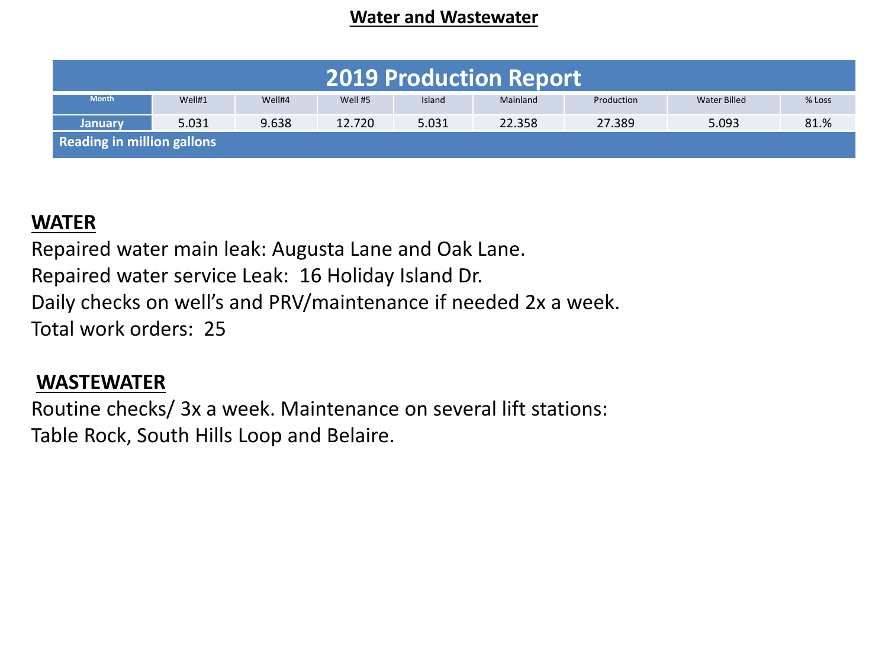## Water and Wastewater

| 2019 Production Report | | | | | | | | |
|---|---|---|---|---|---|---|---|---|
| Month | Well#1 | Well#4 | Well #5 | Island | Mainland | Production | Water Billed | % Loss |
| January | 5.031 | 9.638 | 12.720 | 5.031 | 22.358 | 27.389 | 5.093 | 81.% |
| Reading in million gallons | | | | | | | | |

**WATER**

Repaired water main leak: Augusta Lane and Oak Lane.
Repaired water service Leak: 16 Holiday Island Dr.
Daily checks on well's and PRV/maintenance if needed 2x a week.
Total work orders: 25

**WASTEWATER**

Routine checks/ 3x a week. Maintenance on several lift stations:
Table Rock, South Hills Loop and Belaire.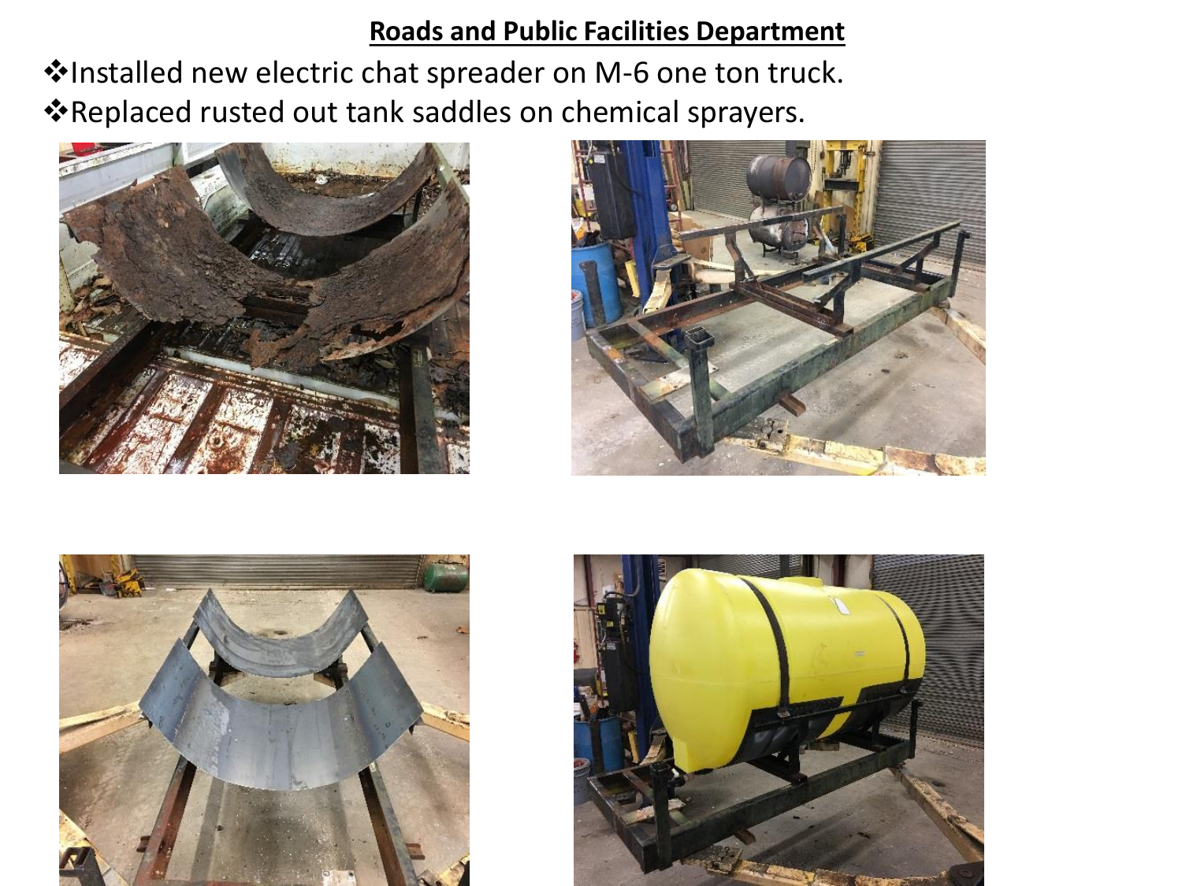## Roads and Public Facilities Department

- ❖Installed new electric chat spreader on M-6 one ton truck.
- ❖Replaced rusted out tank saddles on chemical sprayers.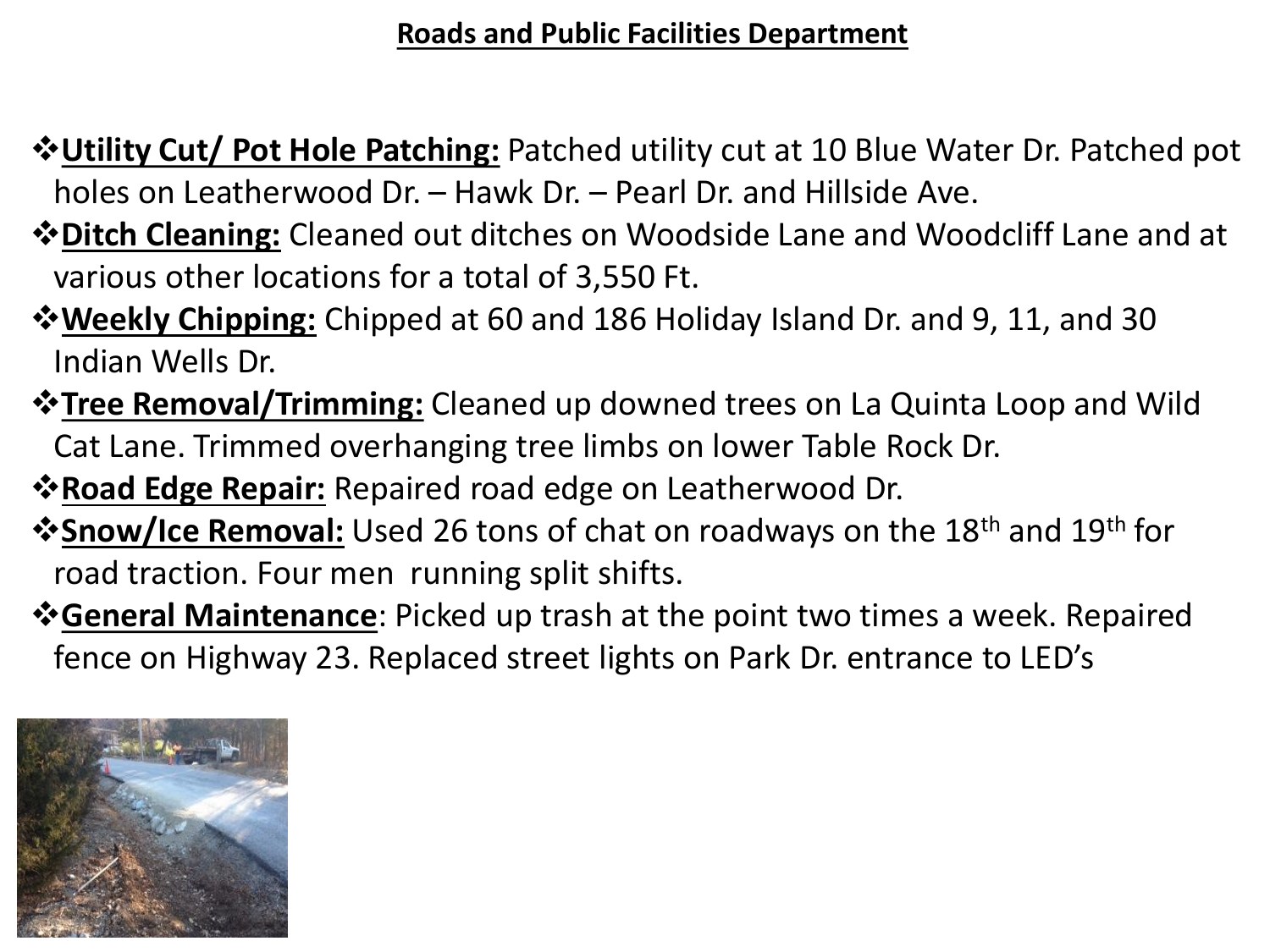## Roads and Public Facilities Department

- **Utility Cut/ Pot Hole Patching:** Patched utility cut at 10 Blue Water Dr. Patched pot holes on Leatherwood Dr. – Hawk Dr. – Pearl Dr. and Hillside Ave.
- **Ditch Cleaning:** Cleaned out ditches on Woodside Lane and Woodcliff Lane and at various other locations for a total of 3,550 Ft.
- **Weekly Chipping:** Chipped at 60 and 186 Holiday Island Dr. and 9, 11, and 30 Indian Wells Dr.
- **Tree Removal/Trimming:** Cleaned up downed trees on La Quinta Loop and Wild Cat Lane. Trimmed overhanging tree limbs on lower Table Rock Dr.
- **Road Edge Repair:** Repaired road edge on Leatherwood Dr.
- **Snow/Ice Removal:** Used 26 tons of chat on roadways on the 18th and 19th for road traction. Four men running split shifts.
- **General Maintenance**: Picked up trash at the point two times a week. Repaired fence on Highway 23. Replaced street lights on Park Dr. entrance to LED's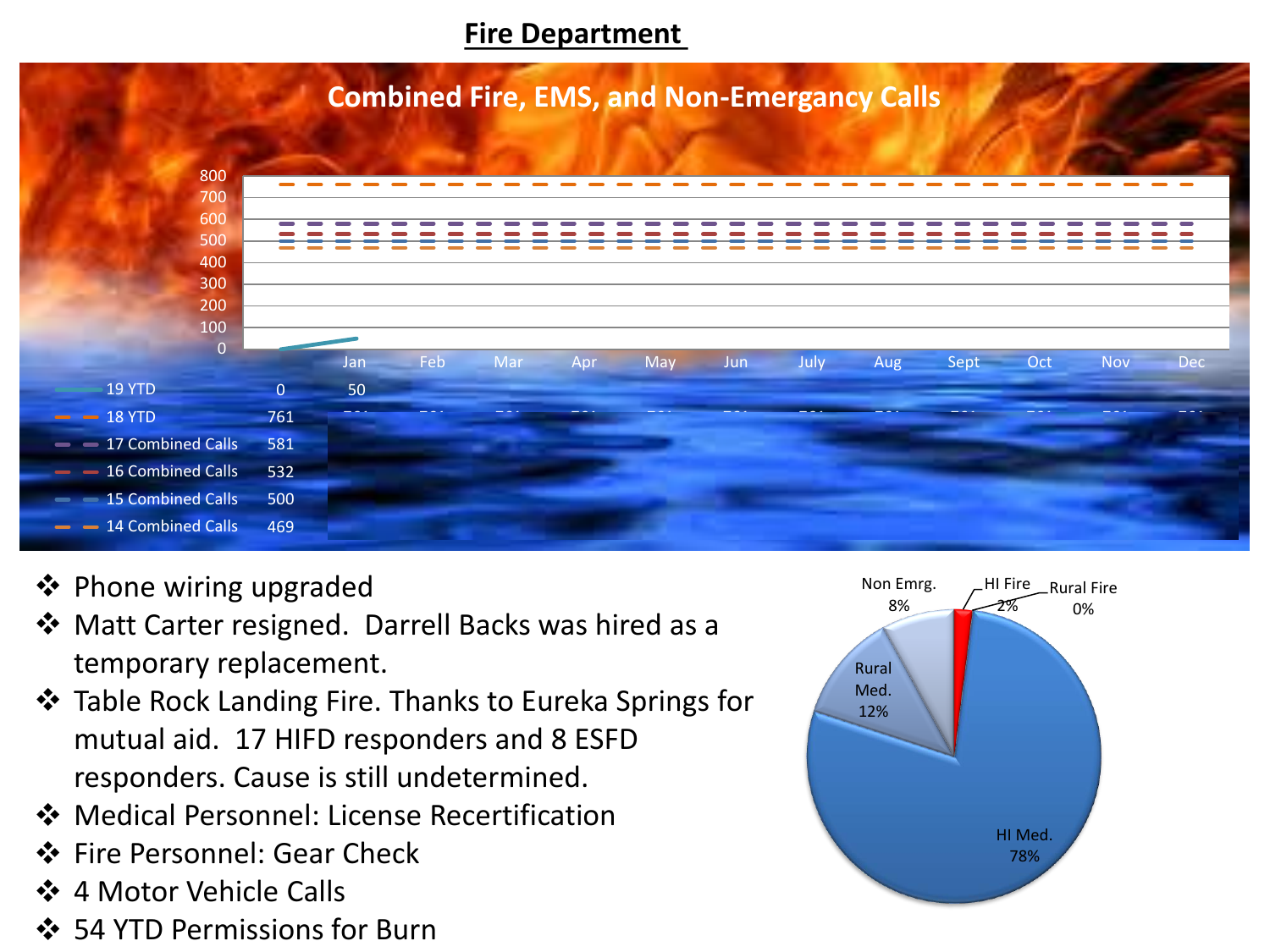# Fire Department

## Combined Fire, EMS, and Non-Emergancy Calls

| | | Jan | Feb | Mar | Apr | May | Jun | July | Aug | Sept | Oct | Nov | Dec |
|---|---|---|---|---|---|---|---|---|---|---|---|---|---|
| 19 YTD | 0 | 50 | | | | | | | | | | | |
| 18 YTD | 761 | | | | | | | | | | | | |
| 17 Combined Calls | 581 | | | | | | | | | | | | |
| 16 Combined Calls | 532 | | | | | | | | | | | | |
| 15 Combined Calls | 500 | | | | | | | | | | | | |
| 14 Combined Calls | 469 | | | | | | | | | | | | |

- Phone wiring upgraded
- Matt Carter resigned. Darrell Backs was hired as a temporary replacement.
- Table Rock Landing Fire. Thanks to Eureka Springs for mutual aid. 17 HIFD responders and 8 ESFD responders. Cause is still undetermined.
- Medical Personnel: License Recertification
- Fire Personnel: Gear Check
- 4 Motor Vehicle Calls
- 54 YTD Permissions for Burn

| Category | Percent |
|---|---|
| HI Med. | 78% |
| Rural Med. | 12% |
| Non Emrg. | 8% |
| HI Fire | 2% |
| Rural Fire | 0% |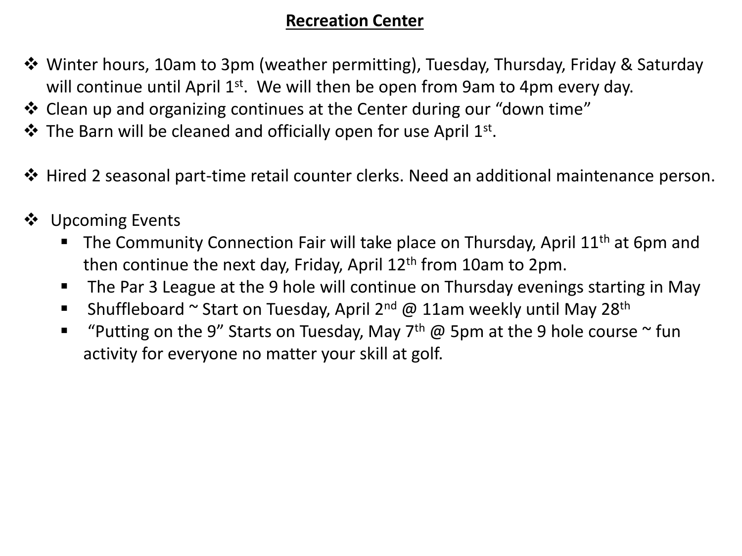# Recreation Center

- Winter hours, 10am to 3pm (weather permitting), Tuesday, Thursday, Friday & Saturday will continue until April 1st. We will then be open from 9am to 4pm every day.
- Clean up and organizing continues at the Center during our "down time"
- The Barn will be cleaned and officially open for use April 1st.

- Hired 2 seasonal part-time retail counter clerks. Need an additional maintenance person.

- Upcoming Events
  - The Community Connection Fair will take place on Thursday, April 11th at 6pm and then continue the next day, Friday, April 12th from 10am to 2pm.
  - The Par 3 League at the 9 hole will continue on Thursday evenings starting in May
  - Shuffleboard ~ Start on Tuesday, April 2nd @ 11am weekly until May 28th
  - "Putting on the 9" Starts on Tuesday, May 7th @ 5pm at the 9 hole course ~ fun activity for everyone no matter your skill at golf.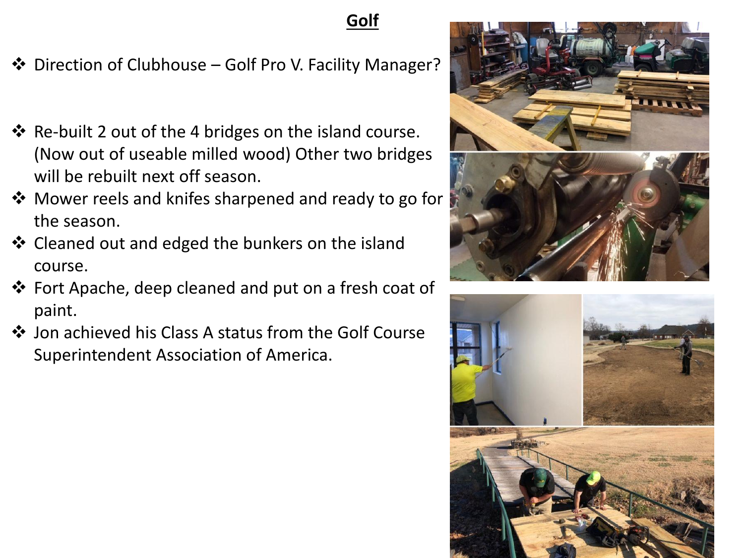# Golf

- Direction of Clubhouse – Golf Pro V. Facility Manager?

- Re-built 2 out of the 4 bridges on the island course. (Now out of useable milled wood) Other two bridges will be rebuilt next off season.
- Mower reels and knifes sharpened and ready to go for the season.
- Cleaned out and edged the bunkers on the island course.
- Fort Apache, deep cleaned and put on a fresh coat of paint.
- Jon achieved his Class A status from the Golf Course Superintendent Association of America.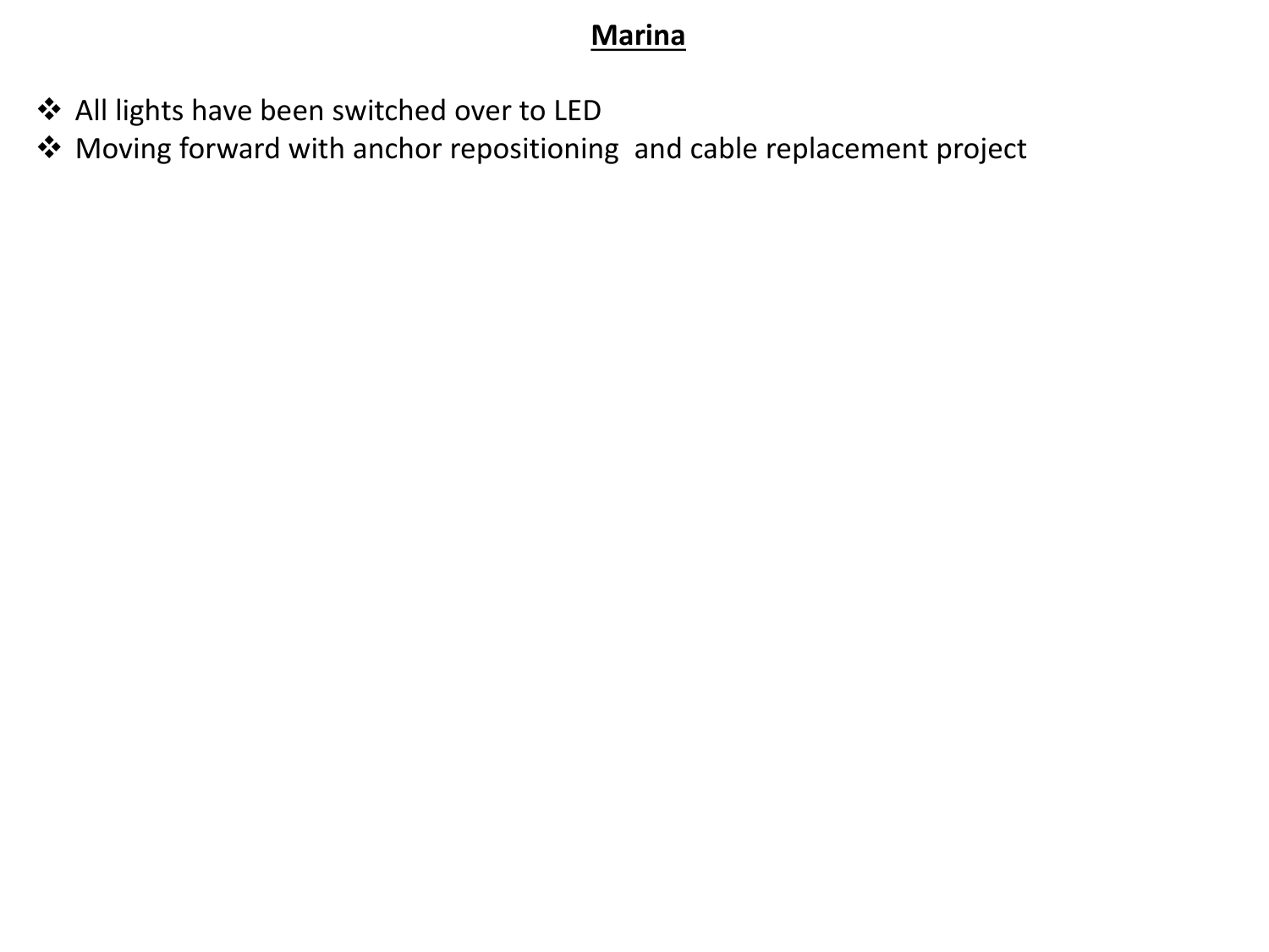## **Marina**

- All lights have been switched over to LED
- Moving forward with anchor repositioning  and cable replacement project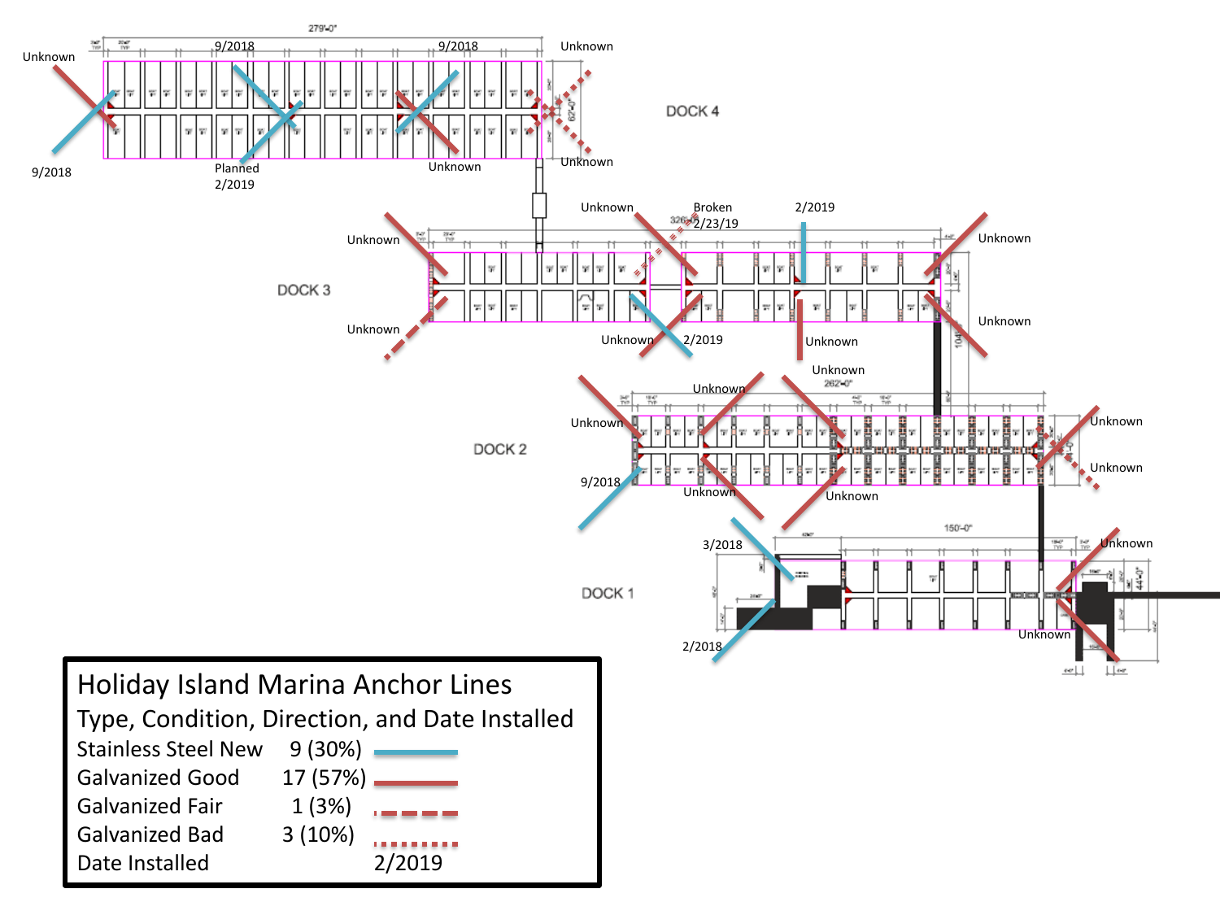DOCK 4

279'-0"

Unknown

9/2018

9/2018

Unknown

9/2018

Planned
2/2019

Unknown

Unknown

DOCK 3

Unknown

Broken
2/23/19

2/2019

Unknown

Unknown

Unknown

Unknown

Unknown

2/2019

Unknown

Unknown

DOCK 2

Unknown
262'-0"

Unknown

Unknown

Unknown

Unknown

9/2018

Unknown

Unknown

DOCK 1

150'-0"

3/2018

Unknown

2/2018

Unknown

## Holiday Island Marina Anchor Lines

Type, Condition, Direction, and Date Installed

| | | |
|---|---|---|
| Stainless Steel New | 9 (30%) | |
| Galvanized Good | 17 (57%) | |
| Galvanized Fair | 1 (3%) | |
| Galvanized Bad | 3 (10%) | |
| Date Installed | 2/2019 | |